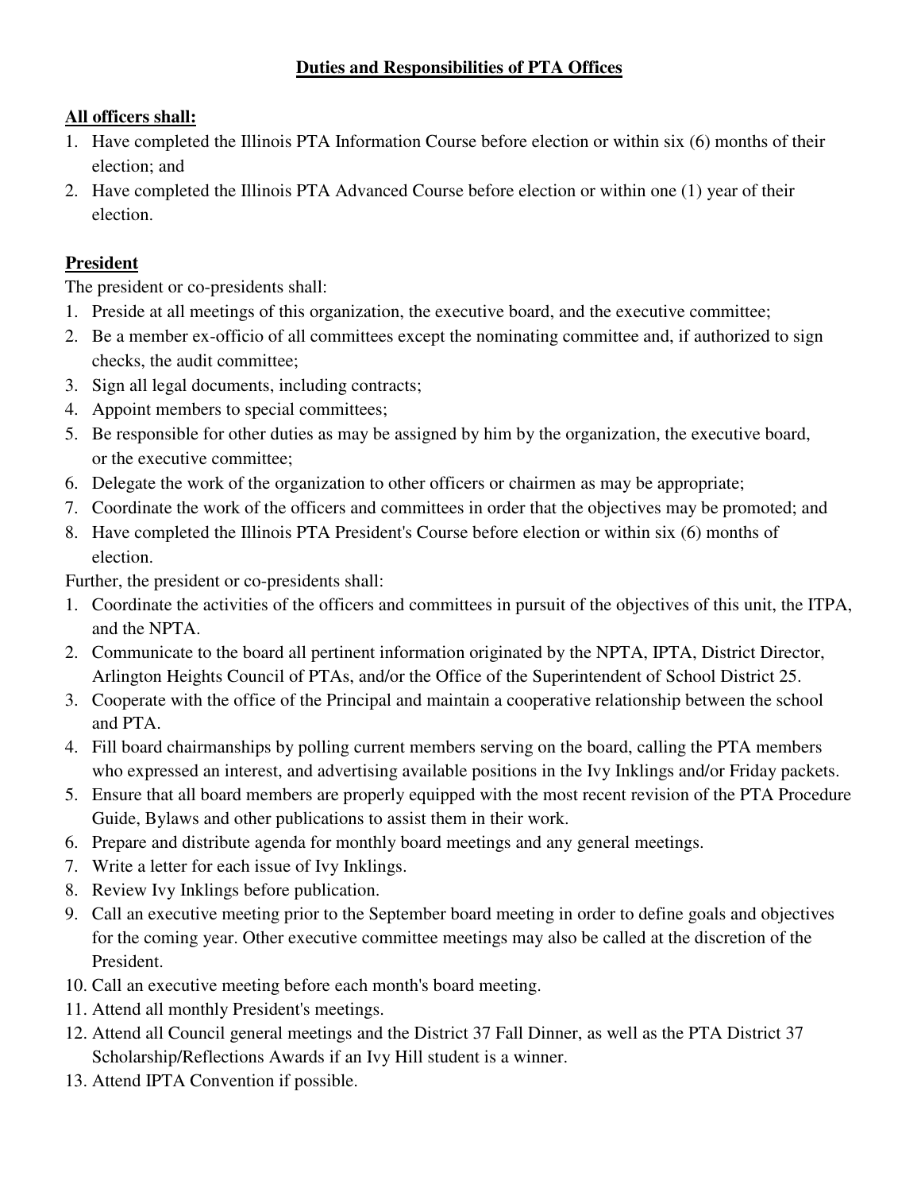# Duties and Responsibilities of PTA Offices

## All officers shall:

1. Have completed the Illinois PTA Information Course before election or within six (6) months of their election; and
2. Have completed the Illinois PTA Advanced Course before election or within one (1) year of their election.

## President

The president or co-presidents shall:

1. Preside at all meetings of this organization, the executive board, and the executive committee;
2. Be a member ex-officio of all committees except the nominating committee and, if authorized to sign checks, the audit committee;
3. Sign all legal documents, including contracts;
4. Appoint members to special committees;
5. Be responsible for other duties as may be assigned by him by the organization, the executive board, or the executive committee;
6. Delegate the work of the organization to other officers or chairmen as may be appropriate;
7. Coordinate the work of the officers and committees in order that the objectives may be promoted; and
8. Have completed the Illinois PTA President's Course before election or within six (6) months of election.

Further, the president or co-presidents shall:

1. Coordinate the activities of the officers and committees in pursuit of the objectives of this unit, the ITPA, and the NPTA.
2. Communicate to the board all pertinent information originated by the NPTA, IPTA, District Director, Arlington Heights Council of PTAs, and/or the Office of the Superintendent of School District 25.
3. Cooperate with the office of the Principal and maintain a cooperative relationship between the school and PTA.
4. Fill board chairmanships by polling current members serving on the board, calling the PTA members who expressed an interest, and advertising available positions in the Ivy Inklings and/or Friday packets.
5. Ensure that all board members are properly equipped with the most recent revision of the PTA Procedure Guide, Bylaws and other publications to assist them in their work.
6. Prepare and distribute agenda for monthly board meetings and any general meetings.
7. Write a letter for each issue of Ivy Inklings.
8. Review Ivy Inklings before publication.
9. Call an executive meeting prior to the September board meeting in order to define goals and objectives for the coming year. Other executive committee meetings may also be called at the discretion of the President.
10. Call an executive meeting before each month's board meeting.
11. Attend all monthly President's meetings.
12. Attend all Council general meetings and the District 37 Fall Dinner, as well as the PTA District 37 Scholarship/Reflections Awards if an Ivy Hill student is a winner.
13. Attend IPTA Convention if possible.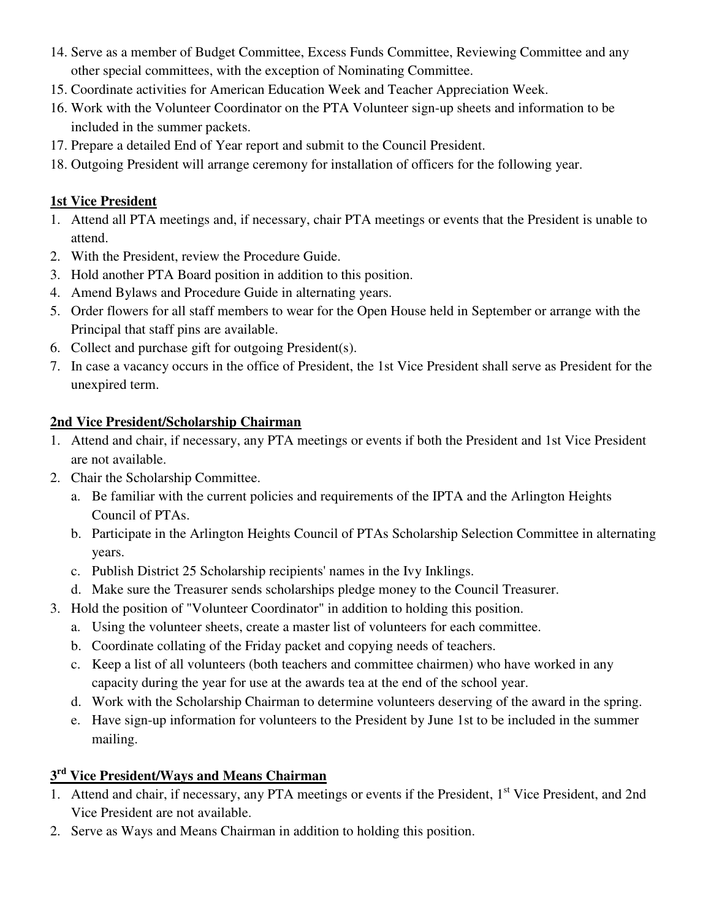14. Serve as a member of Budget Committee, Excess Funds Committee, Reviewing Committee and any other special committees, with the exception of Nominating Committee.
15. Coordinate activities for American Education Week and Teacher Appreciation Week.
16. Work with the Volunteer Coordinator on the PTA Volunteer sign-up sheets and information to be included in the summer packets.
17. Prepare a detailed End of Year report and submit to the Council President.
18. Outgoing President will arrange ceremony for installation of officers for the following year.

**1st Vice President**

1. Attend all PTA meetings and, if necessary, chair PTA meetings or events that the President is unable to attend.
2. With the President, review the Procedure Guide.
3. Hold another PTA Board position in addition to this position.
4. Amend Bylaws and Procedure Guide in alternating years.
5. Order flowers for all staff members to wear for the Open House held in September or arrange with the Principal that staff pins are available.
6. Collect and purchase gift for outgoing President(s).
7. In case a vacancy occurs in the office of President, the 1st Vice President shall serve as President for the unexpired term.

**2nd Vice President/Scholarship Chairman**

1. Attend and chair, if necessary, any PTA meetings or events if both the President and 1st Vice President are not available.
2. Chair the Scholarship Committee.
   a. Be familiar with the current policies and requirements of the IPTA and the Arlington Heights Council of PTAs.
   b. Participate in the Arlington Heights Council of PTAs Scholarship Selection Committee in alternating years.
   c. Publish District 25 Scholarship recipients' names in the Ivy Inklings.
   d. Make sure the Treasurer sends scholarships pledge money to the Council Treasurer.
3. Hold the position of "Volunteer Coordinator" in addition to holding this position.
   a. Using the volunteer sheets, create a master list of volunteers for each committee.
   b. Coordinate collating of the Friday packet and copying needs of teachers.
   c. Keep a list of all volunteers (both teachers and committee chairmen) who have worked in any capacity during the year for use at the awards tea at the end of the school year.
   d. Work with the Scholarship Chairman to determine volunteers deserving of the award in the spring.
   e. Have sign-up information for volunteers to the President by June 1st to be included in the summer mailing.

**3rd Vice President/Ways and Means Chairman**

1. Attend and chair, if necessary, any PTA meetings or events if the President, 1st Vice President, and 2nd Vice President are not available.
2. Serve as Ways and Means Chairman in addition to holding this position.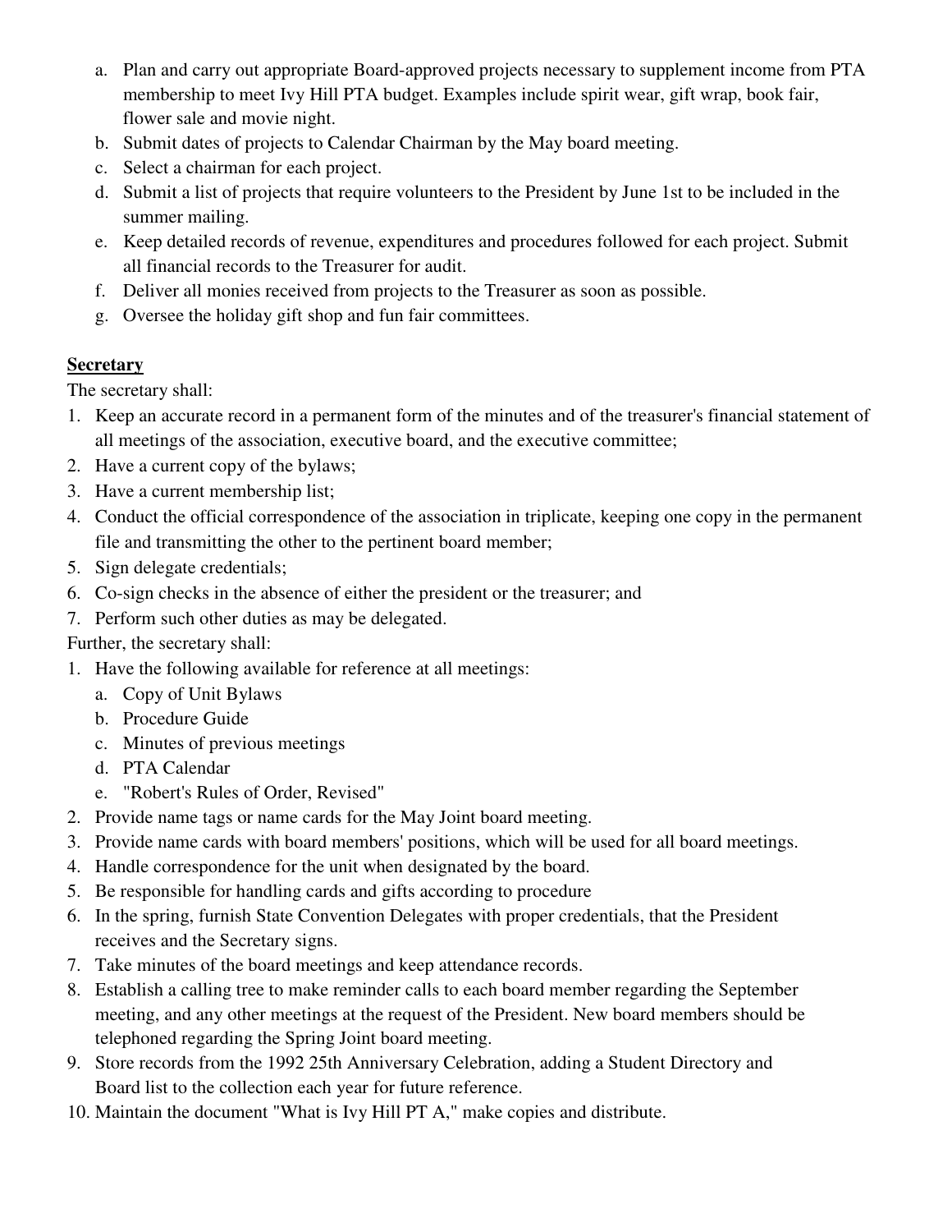a. Plan and carry out appropriate Board-approved projects necessary to supplement income from PTA membership to meet Ivy Hill PTA budget. Examples include spirit wear, gift wrap, book fair, flower sale and movie night.
b. Submit dates of projects to Calendar Chairman by the May board meeting.
c. Select a chairman for each project.
d. Submit a list of projects that require volunteers to the President by June 1st to be included in the summer mailing.
e. Keep detailed records of revenue, expenditures and procedures followed for each project. Submit all financial records to the Treasurer for audit.
f. Deliver all monies received from projects to the Treasurer as soon as possible.
g. Oversee the holiday gift shop and fun fair committees.

**Secretary**

The secretary shall:

1. Keep an accurate record in a permanent form of the minutes and of the treasurer's financial statement of all meetings of the association, executive board, and the executive committee;
2. Have a current copy of the bylaws;
3. Have a current membership list;
4. Conduct the official correspondence of the association in triplicate, keeping one copy in the permanent file and transmitting the other to the pertinent board member;
5. Sign delegate credentials;
6. Co-sign checks in the absence of either the president or the treasurer; and
7. Perform such other duties as may be delegated.

Further, the secretary shall:

1. Have the following available for reference at all meetings:
   a. Copy of Unit Bylaws
   b. Procedure Guide
   c. Minutes of previous meetings
   d. PTA Calendar
   e. "Robert's Rules of Order, Revised"
2. Provide name tags or name cards for the May Joint board meeting.
3. Provide name cards with board members' positions, which will be used for all board meetings.
4. Handle correspondence for the unit when designated by the board.
5. Be responsible for handling cards and gifts according to procedure
6. In the spring, furnish State Convention Delegates with proper credentials, that the President receives and the Secretary signs.
7. Take minutes of the board meetings and keep attendance records.
8. Establish a calling tree to make reminder calls to each board member regarding the September meeting, and any other meetings at the request of the President. New board members should be telephoned regarding the Spring Joint board meeting.
9. Store records from the 1992 25th Anniversary Celebration, adding a Student Directory and Board list to the collection each year for future reference.
10. Maintain the document "What is Ivy Hill PT A," make copies and distribute.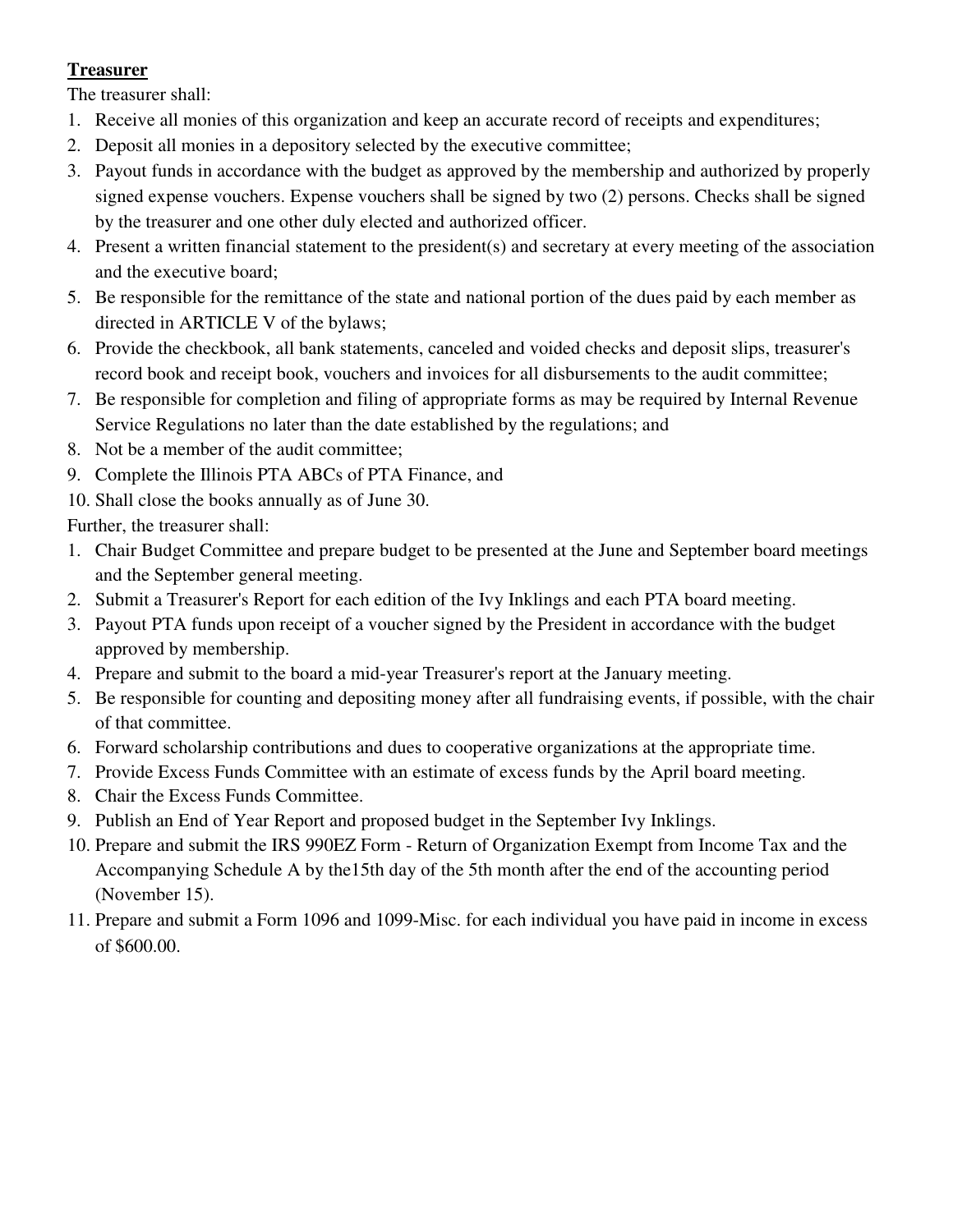**Treasurer**

The treasurer shall:

1. Receive all monies of this organization and keep an accurate record of receipts and expenditures;
2. Deposit all monies in a depository selected by the executive committee;
3. Payout funds in accordance with the budget as approved by the membership and authorized by properly signed expense vouchers. Expense vouchers shall be signed by two (2) persons. Checks shall be signed by the treasurer and one other duly elected and authorized officer.
4. Present a written financial statement to the president(s) and secretary at every meeting of the association and the executive board;
5. Be responsible for the remittance of the state and national portion of the dues paid by each member as directed in ARTICLE V of the bylaws;
6. Provide the checkbook, all bank statements, canceled and voided checks and deposit slips, treasurer's record book and receipt book, vouchers and invoices for all disbursements to the audit committee;
7. Be responsible for completion and filing of appropriate forms as may be required by Internal Revenue Service Regulations no later than the date established by the regulations; and
8. Not be a member of the audit committee;
9. Complete the Illinois PTA ABCs of PTA Finance, and
10. Shall close the books annually as of June 30.

Further, the treasurer shall:

1. Chair Budget Committee and prepare budget to be presented at the June and September board meetings and the September general meeting.
2. Submit a Treasurer's Report for each edition of the Ivy Inklings and each PTA board meeting.
3. Payout PTA funds upon receipt of a voucher signed by the President in accordance with the budget approved by membership.
4. Prepare and submit to the board a mid-year Treasurer's report at the January meeting.
5. Be responsible for counting and depositing money after all fundraising events, if possible, with the chair of that committee.
6. Forward scholarship contributions and dues to cooperative organizations at the appropriate time.
7. Provide Excess Funds Committee with an estimate of excess funds by the April board meeting.
8. Chair the Excess Funds Committee.
9. Publish an End of Year Report and proposed budget in the September Ivy Inklings.
10. Prepare and submit the IRS 990EZ Form - Return of Organization Exempt from Income Tax and the Accompanying Schedule A by the15th day of the 5th month after the end of the accounting period (November 15).
11. Prepare and submit a Form 1096 and 1099-Misc. for each individual you have paid in income in excess of $600.00.